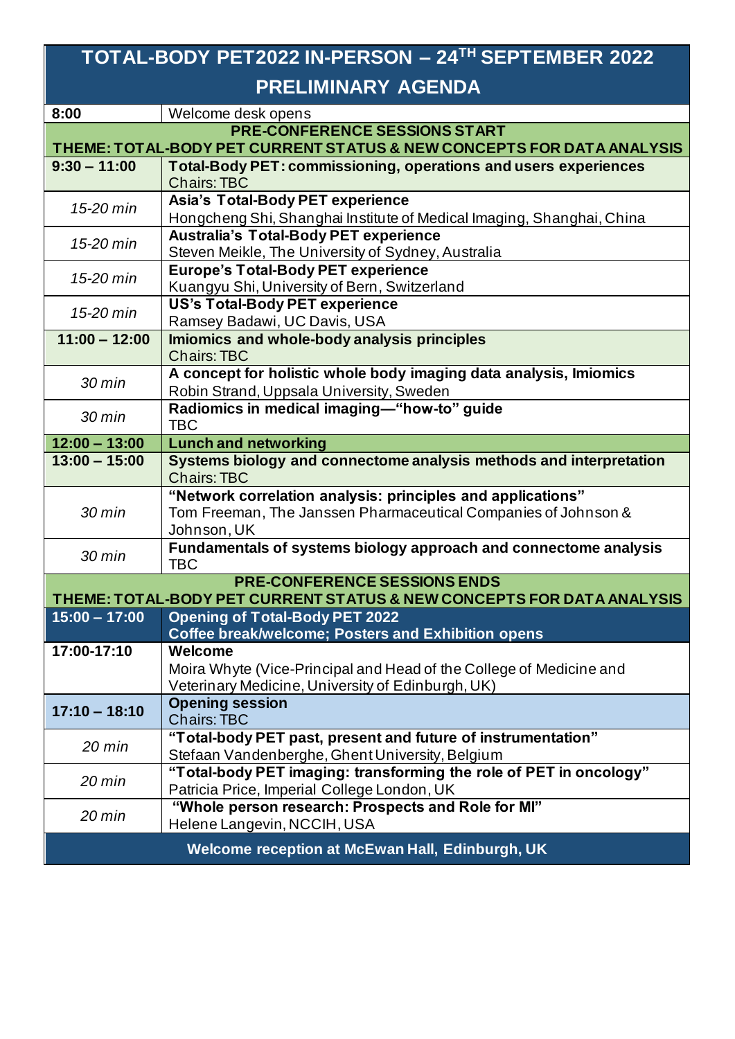# TOTAL-BODY PET2022 IN-PERSON – 24TH SEPTEMBER 2022

## PRELIMINARY AGENDA

| | |
|---|---|
| **8:00** | Welcome desk opens |
| **PRE-CONFERENCE SESSIONS START<br>THEME: TOTAL-BODY PET CURRENT STATUS & NEW CONCEPTS FOR DATA ANALYSIS** | |
| **9:30 – 11:00** | **Total-Body PET: commissioning, operations and users experiences**<br>Chairs: TBC |
| *15-20 min* | **Asia's Total-Body PET experience**<br>Hongcheng Shi, Shanghai Institute of Medical Imaging, Shanghai, China |
| *15-20 min* | **Australia's Total-Body PET experience**<br>Steven Meikle, The University of Sydney, Australia |
| *15-20 min* | **Europe's Total-Body PET experience**<br>Kuangyu Shi, University of Bern, Switzerland |
| *15-20 min* | **US's Total-Body PET experience**<br>Ramsey Badawi, UC Davis, USA |
| **11:00 – 12:00** | **Imiomics and whole-body analysis principles**<br>Chairs: TBC |
| *30 min* | **A concept for holistic whole body imaging data analysis, Imiomics**<br>Robin Strand, Uppsala University, Sweden |
| *30 min* | **Radiomics in medical imaging—"how-to" guide**<br>TBC |
| **12:00 – 13:00** | **Lunch and networking** |
| **13:00 – 15:00** | **Systems biology and connectome analysis methods and interpretation**<br>Chairs: TBC |
| *30 min* | **"Network correlation analysis: principles and applications"**<br>Tom Freeman, The Janssen Pharmaceutical Companies of Johnson & Johnson, UK |
| *30 min* | **Fundamentals of systems biology approach and connectome analysis**<br>TBC |
| **PRE-CONFERENCE SESSIONS ENDS<br>THEME: TOTAL-BODY PET CURRENT STATUS & NEW CONCEPTS FOR DATA ANALYSIS** | |
| **15:00 – 17:00** | **Opening of Total-Body PET 2022**<br>**Coffee break/welcome; Posters and Exhibition opens** |
| **17:00-17:10** | **Welcome**<br>Moira Whyte (Vice-Principal and Head of the College of Medicine and Veterinary Medicine, University of Edinburgh, UK) |
| **17:10 – 18:10** | **Opening session**<br>Chairs: TBC |
| *20 min* | **"Total-body PET past, present and future of instrumentation"**<br>Stefaan Vandenberghe, Ghent University, Belgium |
| *20 min* | **"Total-body PET imaging: transforming the role of PET in oncology"**<br>Patricia Price, Imperial College London, UK |
| *20 min* | **"Whole person research: Prospects and Role for MI"**<br>Helene Langevin, NCCIH, USA |
| **Welcome reception at McEwan Hall, Edinburgh, UK** | |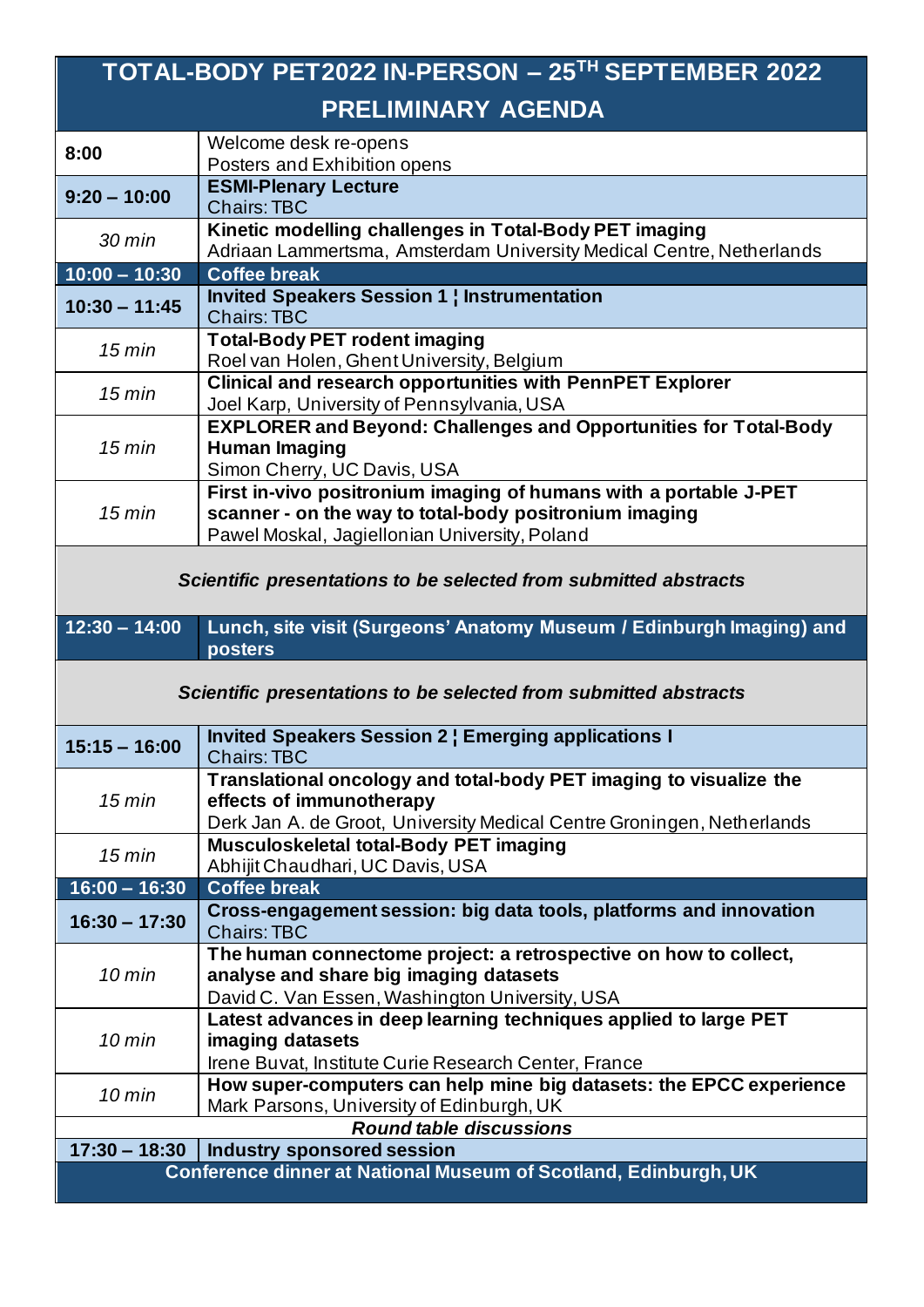# TOTAL-BODY PET2022 IN-PERSON – 25TH SEPTEMBER 2022

## PRELIMINARY AGENDA

| | |
|---|---|
| **8:00** | Welcome desk re-opens<br>Posters and Exhibition opens |
| **9:20 – 10:00** | **ESMI-Plenary Lecture**<br>Chairs: TBC |
| *30 min* | **Kinetic modelling challenges in Total-Body PET imaging**<br>Adriaan Lammertsma, Amsterdam University Medical Centre, Netherlands |
| **10:00 – 10:30** | **Coffee break** |
| **10:30 – 11:45** | **Invited Speakers Session 1 ¦ Instrumentation**<br>Chairs: TBC |
| *15 min* | **Total-Body PET rodent imaging**<br>Roel van Holen, Ghent University, Belgium |
| *15 min* | **Clinical and research opportunities with PennPET Explorer**<br>Joel Karp, University of Pennsylvania, USA |
| *15 min* | **EXPLORER and Beyond: Challenges and Opportunities for Total-Body Human Imaging**<br>Simon Cherry, UC Davis, USA |
| *15 min* | **First in-vivo positronium imaging of humans with a portable J-PET scanner - on the way to total-body positronium imaging**<br>Pawel Moskal, Jagiellonian University, Poland |
| ***Scientific presentations to be selected from submitted abstracts*** | |
| **12:30 – 14:00** | **Lunch, site visit (Surgeons' Anatomy Museum / Edinburgh Imaging) and posters** |
| ***Scientific presentations to be selected from submitted abstracts*** | |
| **15:15 – 16:00** | **Invited Speakers Session 2 ¦ Emerging applications I**<br>Chairs: TBC |
| *15 min* | **Translational oncology and total-body PET imaging to visualize the effects of immunotherapy**<br>Derk Jan A. de Groot, University Medical Centre Groningen, Netherlands |
| *15 min* | **Musculoskeletal total-Body PET imaging**<br>Abhijit Chaudhari, UC Davis, USA |
| **16:00 – 16:30** | **Coffee break** |
| **16:30 – 17:30** | **Cross-engagement session: big data tools, platforms and innovation**<br>Chairs: TBC |
| *10 min* | **The human connectome project: a retrospective on how to collect, analyse and share big imaging datasets**<br>David C. Van Essen, Washington University, USA |
| *10 min* | **Latest advances in deep learning techniques applied to large PET imaging datasets**<br>Irene Buvat, Institute Curie Research Center, France |
| *10 min* | **How super-computers can help mine big datasets: the EPCC experience**<br>Mark Parsons, University of Edinburgh, UK |
| ***Round table discussions*** | |
| **17:30 – 18:30** | **Industry sponsored session** |
| **Conference dinner at National Museum of Scotland, Edinburgh, UK** | |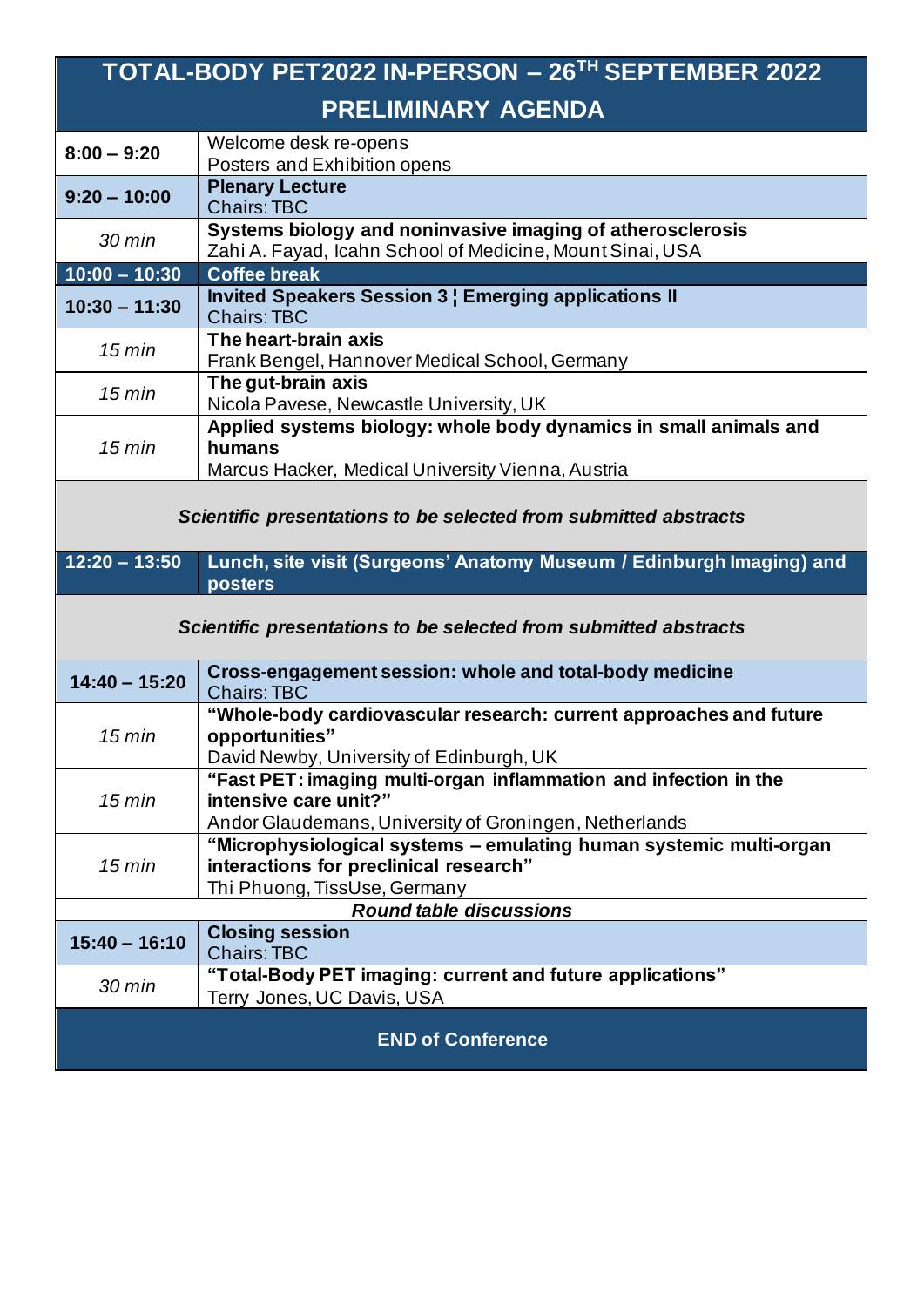| TOTAL-BODY PET2022 IN-PERSON – 26TH SEPTEMBER 2022 PRELIMINARY AGENDA | |
|---|---|
| **8:00 – 9:20** | Welcome desk re-opens<br>Posters and Exhibition opens |
| **9:20 – 10:00** | **Plenary Lecture**<br>Chairs: TBC |
| *30 min* | **Systems biology and noninvasive imaging of atherosclerosis**<br>Zahi A. Fayad, Icahn School of Medicine, Mount Sinai, USA |
| **10:00 – 10:30** | **Coffee break** |
| **10:30 – 11:30** | **Invited Speakers Session 3 ¦ Emerging applications II**<br>Chairs: TBC |
| *15 min* | **The heart-brain axis**<br>Frank Bengel, Hannover Medical School, Germany |
| *15 min* | **The gut-brain axis**<br>Nicola Pavese, Newcastle University, UK |
| *15 min* | **Applied systems biology: whole body dynamics in small animals and humans**<br>Marcus Hacker, Medical University Vienna, Austria |
| ***Scientific presentations to be selected from submitted abstracts*** | |
| **12:20 – 13:50** | **Lunch, site visit (Surgeons' Anatomy Museum / Edinburgh Imaging) and posters** |
| ***Scientific presentations to be selected from submitted abstracts*** | |
| **14:40 – 15:20** | **Cross-engagement session: whole and total-body medicine**<br>Chairs: TBC |
| *15 min* | **"Whole-body cardiovascular research: current approaches and future opportunities"**<br>David Newby, University of Edinburgh, UK |
| *15 min* | **"Fast PET: imaging multi-organ inflammation and infection in the intensive care unit?"**<br>Andor Glaudemans, University of Groningen, Netherlands |
| *15 min* | **"Microphysiological systems – emulating human systemic multi-organ interactions for preclinical research"**<br>Thi Phuong, TissUse, Germany |
| ***Round table discussions*** | |
| **15:40 – 16:10** | **Closing session**<br>Chairs: TBC |
| *30 min* | **"Total-Body PET imaging: current and future applications"**<br>Terry Jones, UC Davis, USA |
| **END of Conference** | |